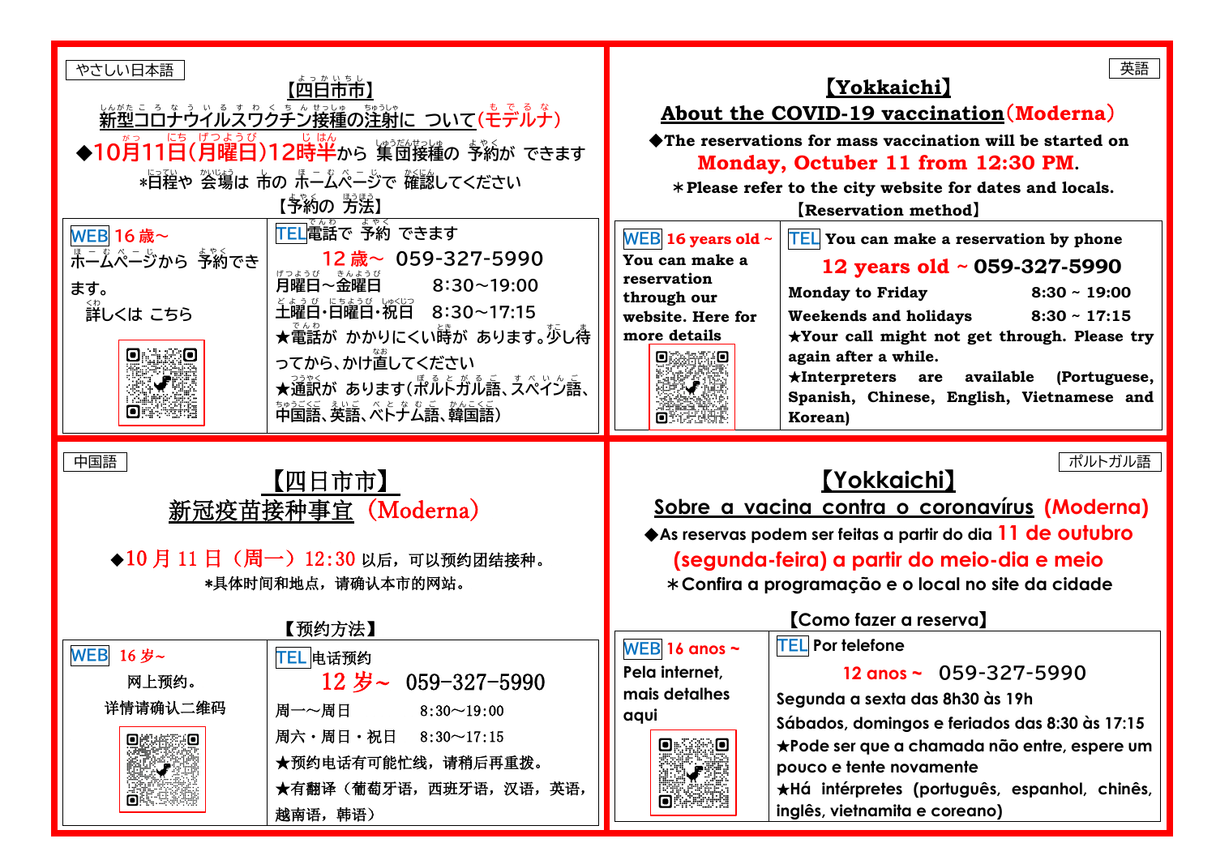やさしい日本語

# 【四日市市】

## 新型コロナウイルスワクチン接種の注射に ついて(モデルナ)

◆10月11日(月曜日)12時半から 集団接種の 予約が できます

*日程や 会場は 市の ホームページで 確認してください

【予約の 方法】

| WEB 16歳～ | TEL電話で 予約 できます |
| --- | --- |
| ホームページから 予約できます。<br>詳しくは こちら | 12歳～ 059-327-5990<br>月曜日～金曜日　8:30～19:00<br>土曜日･日曜日･祝日　8:30～17:15<br>★電話が かかりにくい時が あります。少し待ってから、かけ直してください<br>★通訳が あります(ポルトガル語、スペイン語、中国語、英語、ベトナム語、韓国語) |

英語

# 【Yokkaichi】

## About the COVID-19 vaccination (Moderna)

◆The reservations for mass vaccination will be started on **Monday, Octuber 11 from 12:30 PM**.

＊Please refer to the city website for dates and locals.

【Reservation method】

| WEB 16 years old ~ | TEL You can make a reservation by phone |
| --- | --- |
| You can make a reservation through our website. Here for more details | 12 years old ~ 059-327-5990<br>Monday to Friday　8:30 ~ 19:00<br>Weekends and holidays　8:30 ~ 17:15<br>★Your call might not get through. Please try again after a while.<br>★Interpreters are available (Portuguese, Spanish, Chinese, English, Vietnamese and Korean) |

中国語

# 【四日市市】

## 新冠疫苗接种事宜（Moderna）

◆10 月 11 日（周一）12:30 以后，可以预约团结接种。

*具体时间和地点，请确认本市的网站。

【预约方法】

| WEB 16 岁~ | TEL 电话预约 |
| --- | --- |
| 网上预约。<br>详情请确认二维码 | 12 岁～ 059-327-5990<br>周一～周日　8:30～19:00<br>周六・周日・祝日　8:30～17:15<br>★预约电话有可能忙线，请稍后再重拨。<br>★有翻译（葡萄牙语，西班牙语，汉语，英语，越南语，韩语） |

ポルトガル語

# 【Yokkaichi】

## Sobre a vacina contra o coronavírus (Moderna)

◆As reservas podem ser feitas a partir do dia **11 de outubro (segunda-feira) a partir do meio-dia e meio**

＊Confira a programação e o local no site da cidade

【Como fazer a reserva】

| WEB 16 anos ~ | TEL Por telefone |
| --- | --- |
| Pela internet, mais detalhes aqui | 12 anos ~ 059-327-5990<br>Segunda a sexta das 8h30 às 19h<br>Sábados, domingos e feriados das 8:30 às 17:15<br>★Pode ser que a chamada não entre, espere um pouco e tente novamente<br>★Há intérpretes (português, espanhol, chinês, inglês, vietnamita e coreano) |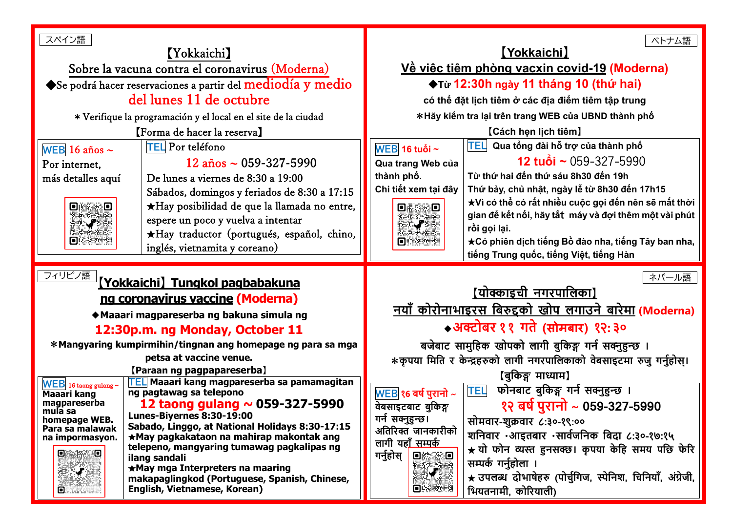スペイン語

# 【Yokkaichi】

## Sobre la vacuna contra el coronavirus (Moderna)

◆Se podrá hacer reservaciones a partir del mediodía y medio del lunes 11 de octubre

＊Verifique la programación y el local en el site de la ciudad

【Forma de hacer la reserva】

| WEB 16 años ~ | TEL Por teléfono |
| --- | --- |
| Por internet, más detalles aquí | 12 años ~ 059-327-5990<br>De lunes a viernes de 8:30 a 19:00<br>Sábados, domingos y feriados de 8:30 a 17:15<br>★Hay posibilidad de que la llamada no entre, espere un poco y vuelva a intentar<br>★Hay traductor (portugués, español, chino, inglés, vietnamita y coreano) |

ベトナム語

# 【Yokkaichi】

## Về việc tiêm phòng vacxin covid-19 (Moderna)

◆Từ 12:30h ngày 11 tháng 10 (thứ hai) có thể đặt lịch tiêm ở các địa điểm tiêm tập trung

＊Hãy kiểm tra lại trên trang WEB của UBND thành phố

【Cách hẹn lịch tiêm】

| WEB 16 tuổi ~ | TEL Qua tổng đài hỗ trợ của thành phố |
| --- | --- |
| Qua trang Web của thành phố.<br>Chi tiết xem tại đây | 12 tuổi ~ 059-327-5990<br>Từ thứ hai đến thứ sáu 8h30 đến 19h<br>Thứ bảy, chủ nhật, ngày lễ từ 8h30 đến 17h15<br>★Vì có thể có rất nhiều cuộc gọi đến nên sẽ mất thời gian để kết nối, hãy tắt máy và đợi thêm một vài phút rồi gọi lại.<br>★Có phiên dịch tiếng Bồ đào nha, tiếng Tây ban nha, tiếng Trung quốc, tiếng Việt, tiếng Hàn |

フィリピノ語

# 【Yokkaichi】Tungkol pagbabakuna ng coronavirus vaccine (Moderna)

◆Maaari magpareserba ng bakuna simula ng 12:30p.m. ng Monday, October 11

＊Mangyaring kumpirmihin/tingnan ang homepage ng para sa mga petsa at vaccine venue.

【Paraan ng pagpapareserba】

| WEB 16 taong gulang ~ | TEL Maaari kang magpareserba sa pamamagitan ng pagtawag sa telepono |
| --- | --- |
| Maaari kang magpareserba mula sa homepage WEB. Para sa malawak na impormasyon. | 12 taong gulang ~ 059-327-5990<br>Lunes-Biyernes 8:30-19:00<br>Sabado, Linggo, at National Holidays 8:30-17:15<br>★May pagkakataon na mahirap makontak ang telepeno, mangyaring tumawag pagkalipas ng ilang sandali<br>★May mga Interpreters na maaring makapaglingkod (Portuguese, Spanish, Chinese, English, Vietnamese, Korean) |

ネパール語

# 【योक्काइची नगरपालिका】

## नयाँ कोरोनाभाइरस बिरुद्दको खोप लगाउने बारेमा (Moderna)

◆अक्टोबर ११ गते (सोमबार) १२:३० बजेबाट सामुहिक खोपको लागी बुकिङ्ग गर्न सक्नुहुन्छ ।

＊कृपया मिति र केन्द्रहरुको लागी नगरपालिकाको वेबसाइटमा रुजु गर्नुहोस्।

【बुकिङ्ग माध्याम】

| WEB १६ बर्ष पुरानो ~ | TEL फोनबाट बुकिङ्ग गर्न सक्नुहुन्छ । |
| --- | --- |
| वेबसाइटबाट बुकिङ्ग गर्न सक्नुहुन्छ।<br>अतिरिक्त जानकारीको लागी यहाँ सम्पर्क गर्नुहोस् | १२ बर्ष पुरानो ~ 059-327-5990<br>सोमवार-शुक्रवार ८:३०-१९:००<br>शनिवार ･आइतबार ･सार्वजनिक बिदा ८:३०-१७:१५<br>★ यो फोन व्यस्त हुनसक्छ। कृपया केहि समय पछि फेरि सम्पर्क गर्नुहोला ।<br>★ उपलब्ध दोभाषेहरु (पोर्चुगिज, स्पेनिश, चिनियाँ, अंग्रेजी, भियतनामी, कोरियाली) |